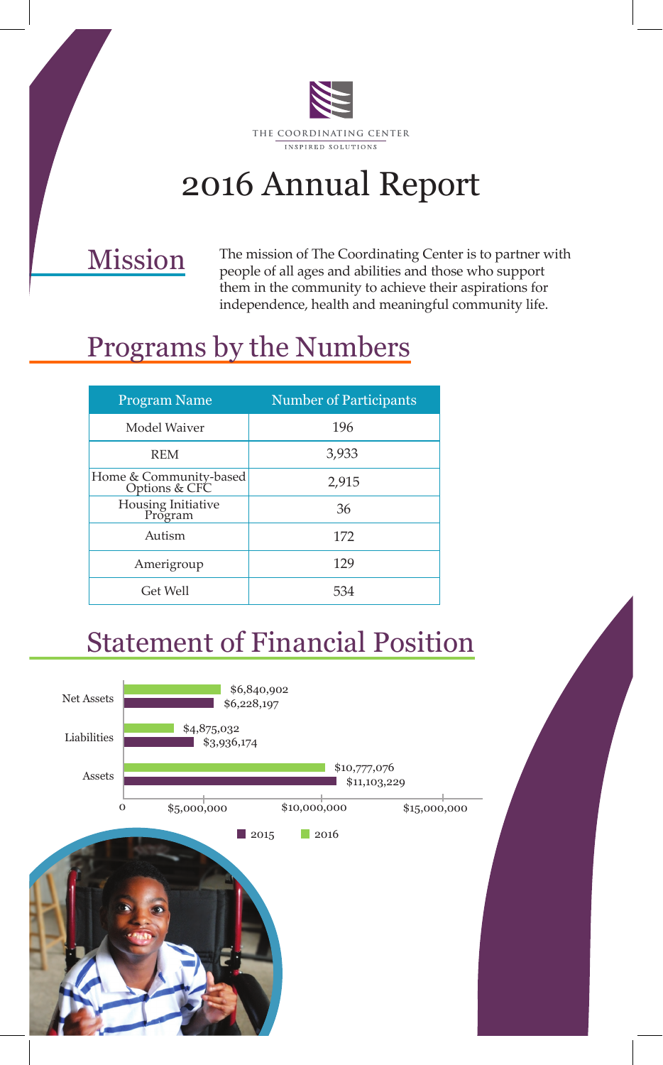THE COORDINATING CENTER

INSPIRED SOLUTIONS

# 2016 Annual Report

## Mission

The mission of The Coordinating Center is to partner with people of all ages and abilities and those who support them in the community to achieve their aspirations for independence, health and meaningful community life.

## Programs by the Numbers

| Program Name | Number of Participants |
|---|---|
| Model Waiver | 196 |
| REM | 3,933 |
| Home & Community-based Options & CFC | 2,915 |
| Housing Initiative Program | 36 |
| Autism | 172 |
| Amerigroup | 129 |
| Get Well | 534 |

## Statement of Financial Position

| | 2015 | 2016 |
|---|---|---|
| Net Assets | $6,228,197 | $6,840,902 |
| Liabilities | $3,936,174 | $4,875,032 |
| Assets | $11,103,229 | $10,777,076 |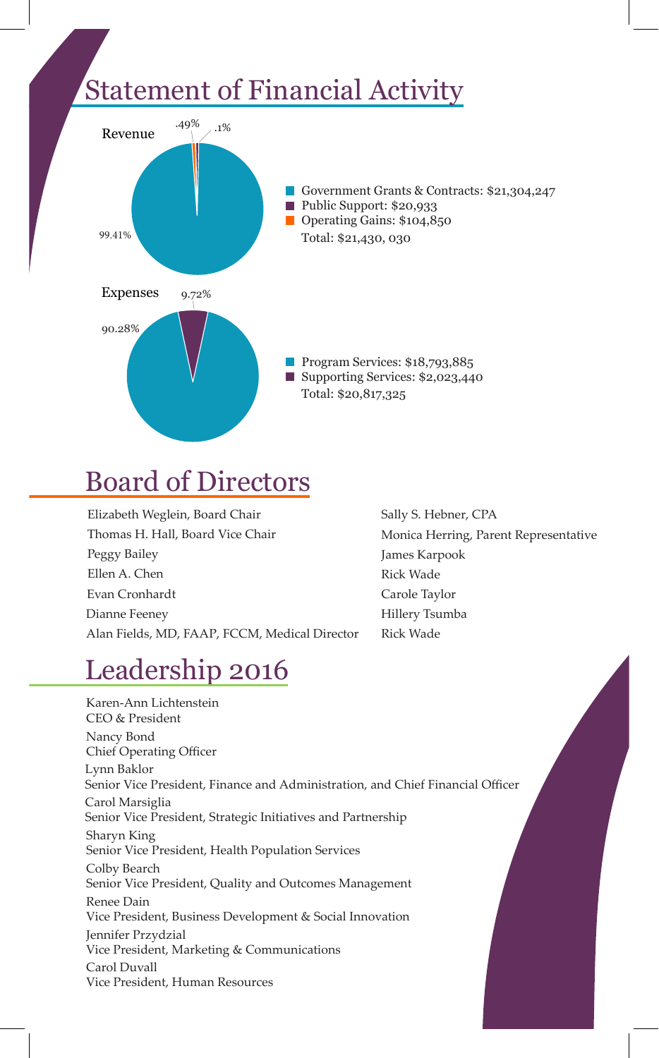# Statement of Financial Activity

Revenue

.49%

.1%

99.41%

- Government Grants & Contracts: $21,304,247
- Public Support: $20,933
- Operating Gains: $104,850

Total: $21,430, 030

Expenses

9.72%

90.28%

- Program Services: $18,793,885
- Supporting Services: $2,023,440

Total: $20,817,325

# Board of Directors

Elizabeth Weglein, Board Chair
Thomas H. Hall, Board Vice Chair
Peggy Bailey
Ellen A. Chen
Evan Cronhardt
Dianne Feeney
Alan Fields, MD, FAAP, FCCM, Medical Director
Sally S. Hebner, CPA
Monica Herring, Parent Representative
James Karpook
Rick Wade
Carole Taylor
Hillery Tsumba
Rick Wade

# Leadership 2016

Karen-Ann Lichtenstein
CEO & President

Nancy Bond
Chief Operating Officer

Lynn Baklor
Senior Vice President, Finance and Administration, and Chief Financial Officer

Carol Marsiglia
Senior Vice President, Strategic Initiatives and Partnership

Sharyn King
Senior Vice President, Health Population Services

Colby Bearch
Senior Vice President, Quality and Outcomes Management

Renee Dain
Vice President, Business Development & Social Innovation

Jennifer Przydzial
Vice President, Marketing & Communications

Carol Duvall
Vice President, Human Resources